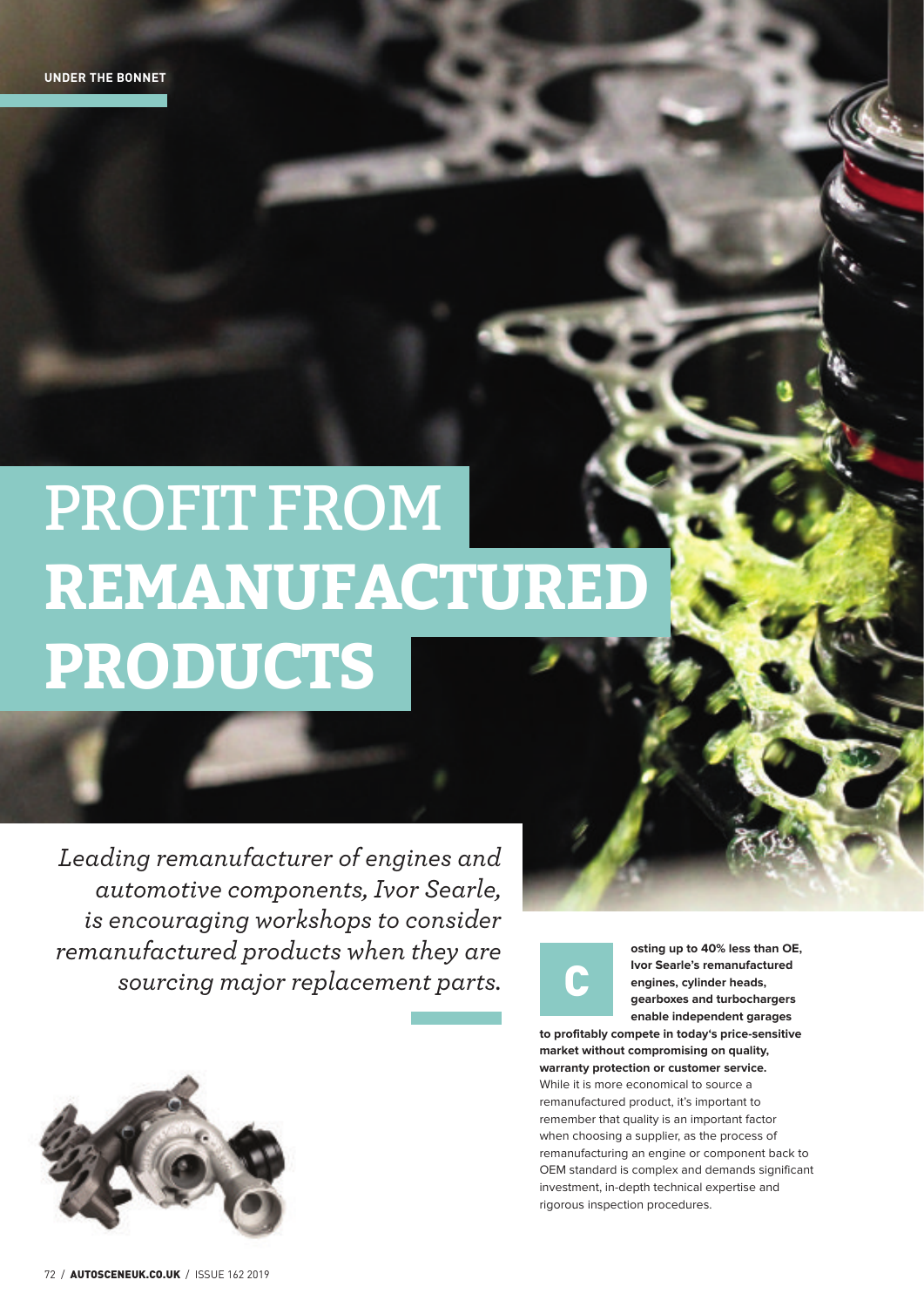# PROFIT FROM **REMANUFACTURED PRODUCTS**

*Leading remanufacturer of engines and automotive components, Ivor Searle, is encouraging workshops to consider remanufactured products when they are sourcing major replacement parts.*

**Costing up to 40% less than OE, Ivor Searle's remanufactured engines, cylinder heads, gearboxes and turbochargers enable independent garages to profitably compete in today's price-sensitive market without compromising on quality, warranty protection or customer service.**

While it is more economical to source a remanufactured product, it's important to remember that quality is an important factor when choosing a supplier, as the process of remanufacturing an engine or component back to OEM standard is complex and demands significant investment, in-depth technical expertise and rigorous inspection procedures.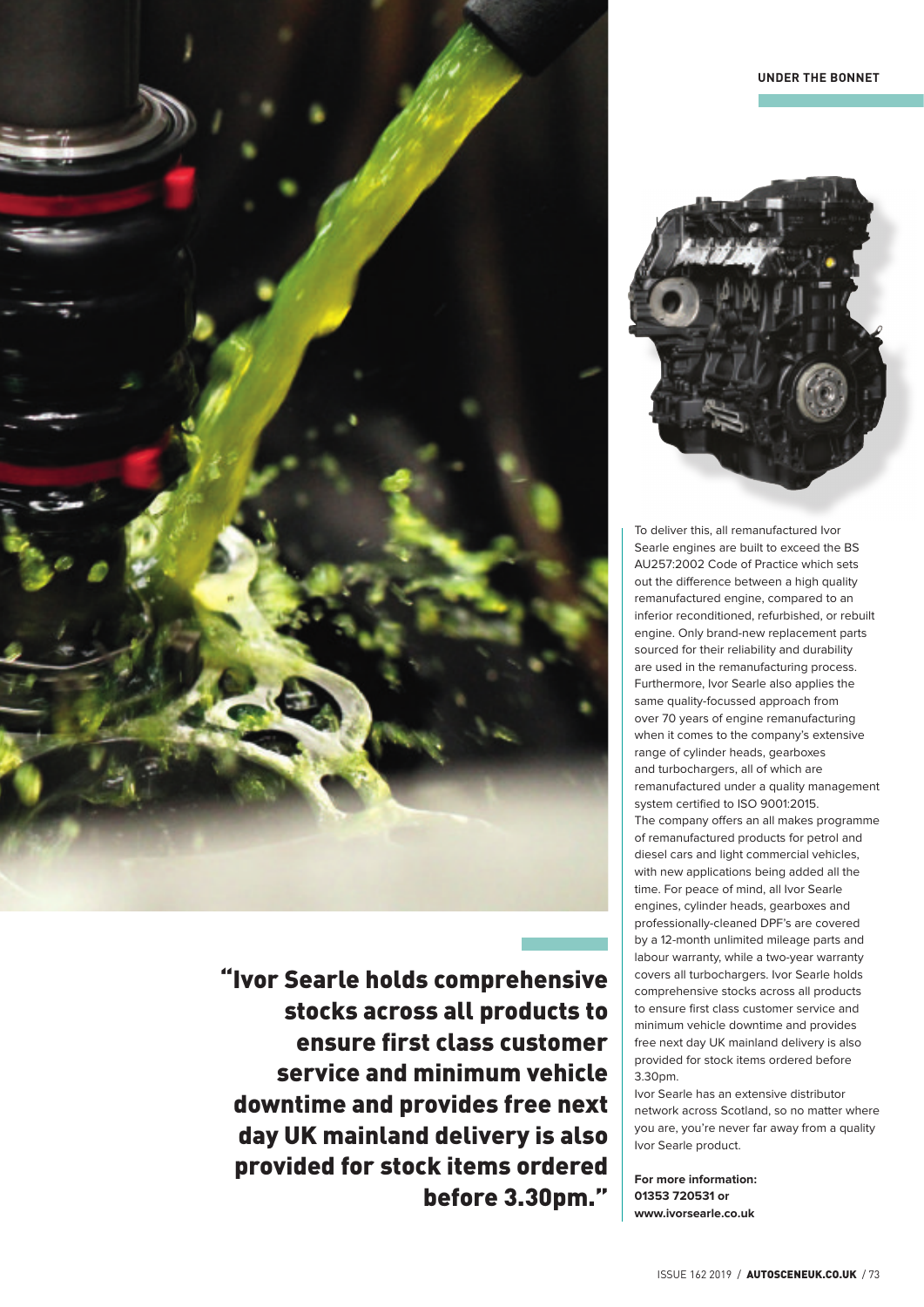> "Ivor Searle holds comprehensive stocks across all products to ensure first class customer service and minimum vehicle downtime and provides free next day UK mainland delivery is also provided for stock items ordered before 3.30pm."

To deliver this, all remanufactured Ivor Searle engines are built to exceed the BS AU257:2002 Code of Practice which sets out the difference between a high quality remanufactured engine, compared to an inferior reconditioned, refurbished, or rebuilt engine. Only brand-new replacement parts sourced for their reliability and durability are used in the remanufacturing process. Furthermore, Ivor Searle also applies the same quality-focussed approach from over 70 years of engine remanufacturing when it comes to the company's extensive range of cylinder heads, gearboxes and turbochargers, all of which are remanufactured under a quality management system certified to ISO 9001:2015.

The company offers an all makes programme of remanufactured products for petrol and diesel cars and light commercial vehicles, with new applications being added all the time. For peace of mind, all Ivor Searle engines, cylinder heads, gearboxes and professionally-cleaned DPF's are covered by a 12-month unlimited mileage parts and labour warranty, while a two-year warranty covers all turbochargers. Ivor Searle holds comprehensive stocks across all products to ensure first class customer service and minimum vehicle downtime and provides free next day UK mainland delivery is also provided for stock items ordered before 3.30pm.

Ivor Searle has an extensive distributor network across Scotland, so no matter where you are, you're never far away from a quality Ivor Searle product.

**For more information:**
**01353 720531 or**
**www.ivorsearle.co.uk**